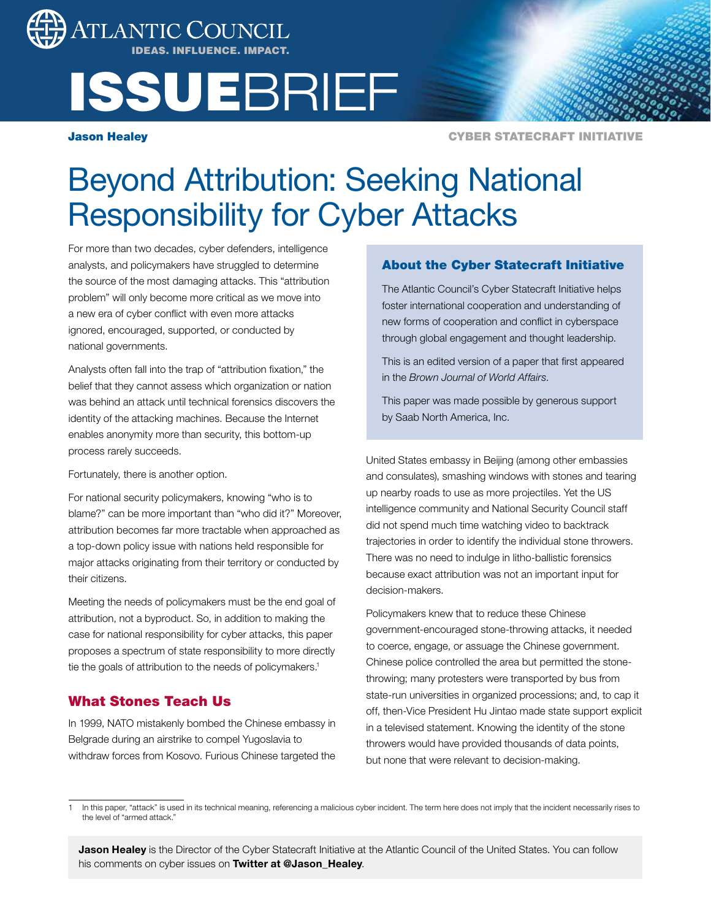ATLANTIC COUNCIL
IDEAS. INFLUENCE. IMPACT.

ISSUEBRIEF

**Jason Healey**

CYBER STATECRAFT INITIATIVE

# Beyond Attribution: Seeking National Responsibility for Cyber Attacks

For more than two decades, cyber defenders, intelligence analysts, and policymakers have struggled to determine the source of the most damaging attacks. This "attribution problem" will only become more critical as we move into a new era of cyber conflict with even more attacks ignored, encouraged, supported, or conducted by national governments.

Analysts often fall into the trap of "attribution fixation," the belief that they cannot assess which organization or nation was behind an attack until technical forensics discovers the identity of the attacking machines. Because the Internet enables anonymity more than security, this bottom-up process rarely succeeds.

Fortunately, there is another option.

For national security policymakers, knowing "who is to blame?" can be more important than "who did it?" Moreover, attribution becomes far more tractable when approached as a top-down policy issue with nations held responsible for major attacks originating from their territory or conducted by their citizens.

Meeting the needs of policymakers must be the end goal of attribution, not a byproduct. So, in addition to making the case for national responsibility for cyber attacks, this paper proposes a spectrum of state responsibility to more directly tie the goals of attribution to the needs of policymakers.[1]

## What Stones Teach Us

In 1999, NATO mistakenly bombed the Chinese embassy in Belgrade during an airstrike to compel Yugoslavia to withdraw forces from Kosovo. Furious Chinese targeted the United States embassy in Beijing (among other embassies and consulates), smashing windows with stones and tearing up nearby roads to use as more projectiles. Yet the US intelligence community and National Security Council staff did not spend much time watching video to backtrack trajectories in order to identify the individual stone throwers. There was no need to indulge in litho-ballistic forensics because exact attribution was not an important input for decision-makers.

Policymakers knew that to reduce these Chinese government-encouraged stone-throwing attacks, it needed to coerce, engage, or assuage the Chinese government. Chinese police controlled the area but permitted the stone-throwing; many protesters were transported by bus from state-run universities in organized processions; and, to cap it off, then-Vice President Hu Jintao made state support explicit in a televised statement. Knowing the identity of the stone throwers would have provided thousands of data points, but none that were relevant to decision-making.

### About the Cyber Statecraft Initiative

The Atlantic Council's Cyber Statecraft Initiative helps foster international cooperation and understanding of new forms of cooperation and conflict in cyberspace through global engagement and thought leadership.

This is an edited version of a paper that first appeared in the *Brown Journal of World Affairs*.

This paper was made possible by generous support by Saab North America, Inc.

---

1 In this paper, "attack" is used in its technical meaning, referencing a malicious cyber incident. The term here does not imply that the incident necessarily rises to the level of "armed attack."

**Jason Healey** is the Director of the Cyber Statecraft Initiative at the Atlantic Council of the United States. You can follow his comments on cyber issues on **Twitter at @Jason_Healey**.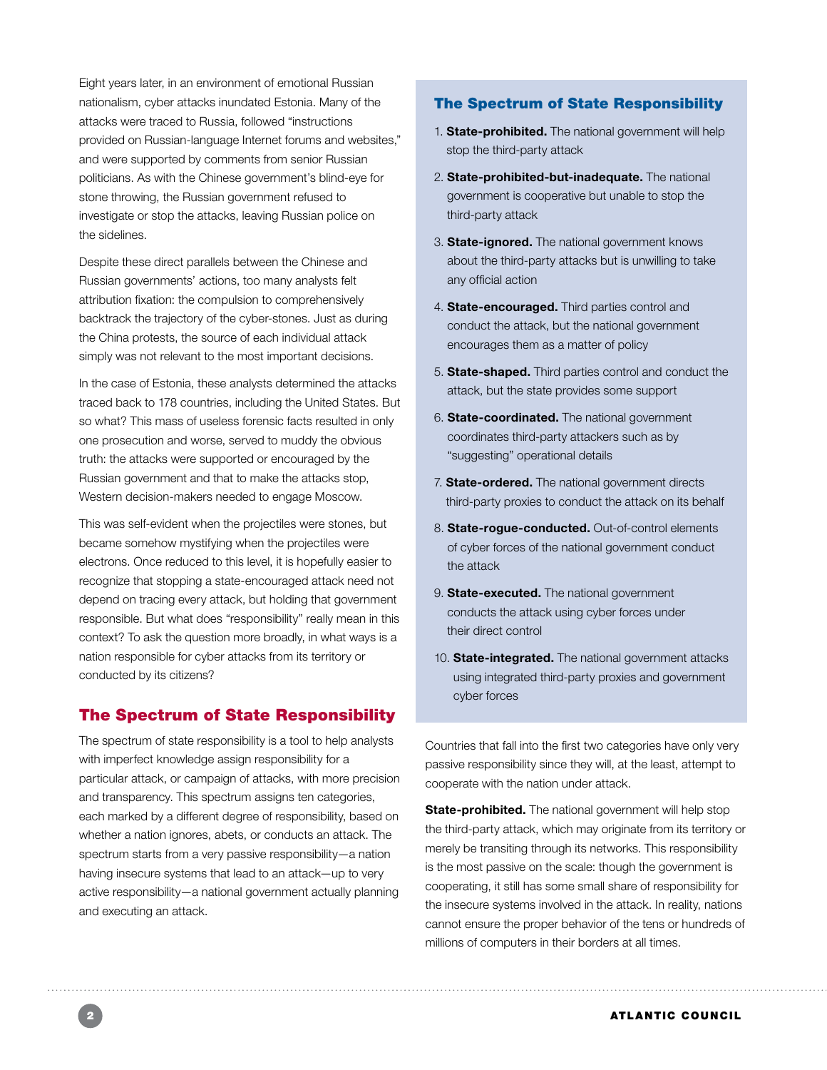Eight years later, in an environment of emotional Russian nationalism, cyber attacks inundated Estonia. Many of the attacks were traced to Russia, followed "instructions provided on Russian-language Internet forums and websites," and were supported by comments from senior Russian politicians. As with the Chinese government's blind-eye for stone throwing, the Russian government refused to investigate or stop the attacks, leaving Russian police on the sidelines.

Despite these direct parallels between the Chinese and Russian governments' actions, too many analysts felt attribution fixation: the compulsion to comprehensively backtrack the trajectory of the cyber-stones. Just as during the China protests, the source of each individual attack simply was not relevant to the most important decisions.

In the case of Estonia, these analysts determined the attacks traced back to 178 countries, including the United States. But so what? This mass of useless forensic facts resulted in only one prosecution and worse, served to muddy the obvious truth: the attacks were supported or encouraged by the Russian government and that to make the attacks stop, Western decision-makers needed to engage Moscow.

This was self-evident when the projectiles were stones, but became somehow mystifying when the projectiles were electrons. Once reduced to this level, it is hopefully easier to recognize that stopping a state-encouraged attack need not depend on tracing every attack, but holding that government responsible. But what does "responsibility" really mean in this context? To ask the question more broadly, in what ways is a nation responsible for cyber attacks from its territory or conducted by its citizens?

## The Spectrum of State Responsibility

The spectrum of state responsibility is a tool to help analysts with imperfect knowledge assign responsibility for a particular attack, or campaign of attacks, with more precision and transparency. This spectrum assigns ten categories, each marked by a different degree of responsibility, based on whether a nation ignores, abets, or conducts an attack. The spectrum starts from a very passive responsibility—a nation having insecure systems that lead to an attack—up to very active responsibility—a national government actually planning and executing an attack.

### The Spectrum of State Responsibility

1. **State-prohibited.** The national government will help stop the third-party attack
2. **State-prohibited-but-inadequate.** The national government is cooperative but unable to stop the third-party attack
3. **State-ignored.** The national government knows about the third-party attacks but is unwilling to take any official action
4. **State-encouraged.** Third parties control and conduct the attack, but the national government encourages them as a matter of policy
5. **State-shaped.** Third parties control and conduct the attack, but the state provides some support
6. **State-coordinated.** The national government coordinates third-party attackers such as by "suggesting" operational details
7. **State-ordered.** The national government directs third-party proxies to conduct the attack on its behalf
8. **State-rogue-conducted.** Out-of-control elements of cyber forces of the national government conduct the attack
9. **State-executed.** The national government conducts the attack using cyber forces under their direct control
10. **State-integrated.** The national government attacks using integrated third-party proxies and government cyber forces

Countries that fall into the first two categories have only very passive responsibility since they will, at the least, attempt to cooperate with the nation under attack.

**State-prohibited.** The national government will help stop the third-party attack, which may originate from its territory or merely be transiting through its networks. This responsibility is the most passive on the scale: though the government is cooperating, it still has some small share of responsibility for the insecure systems involved in the attack. In reality, nations cannot ensure the proper behavior of the tens or hundreds of millions of computers in their borders at all times.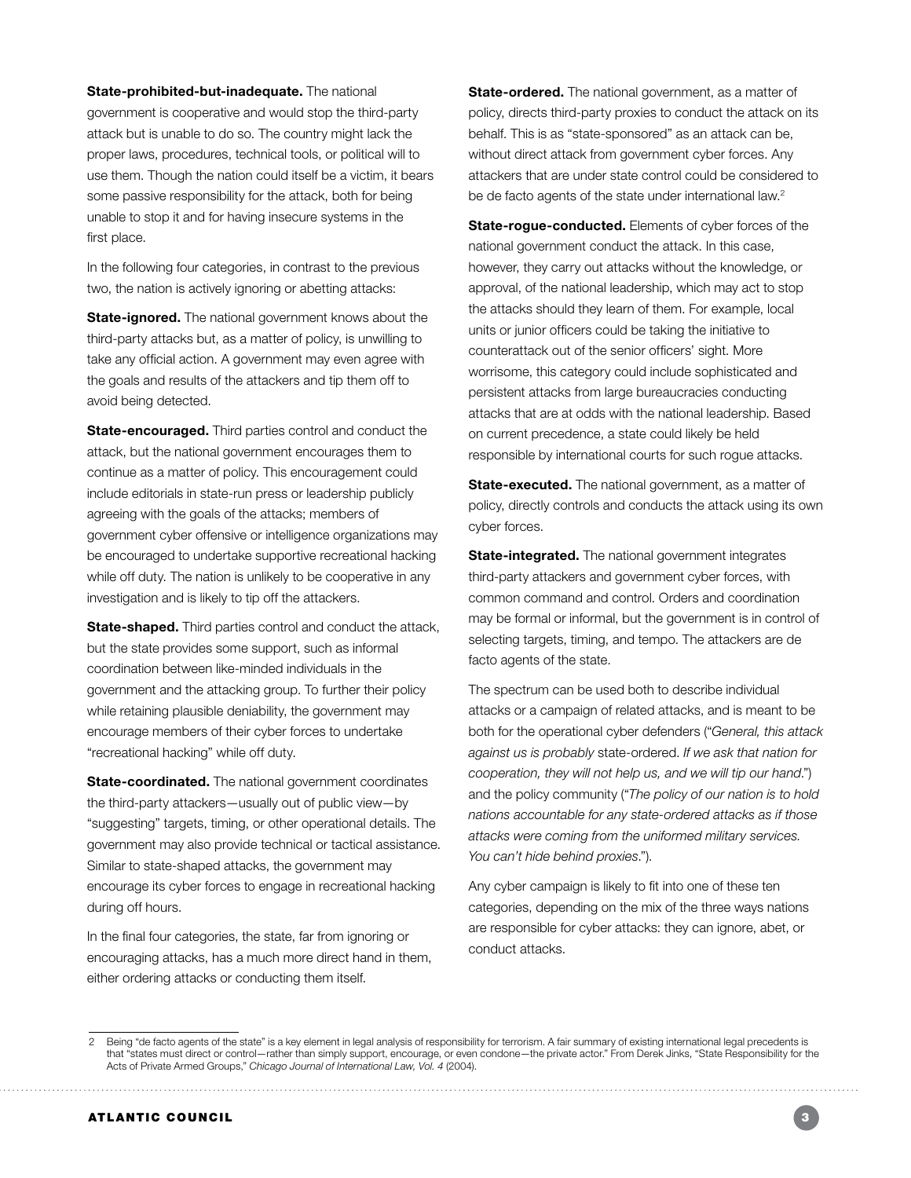**State-prohibited-but-inadequate.** The national government is cooperative and would stop the third-party attack but is unable to do so. The country might lack the proper laws, procedures, technical tools, or political will to use them. Though the nation could itself be a victim, it bears some passive responsibility for the attack, both for being unable to stop it and for having insecure systems in the first place.

In the following four categories, in contrast to the previous two, the nation is actively ignoring or abetting attacks:

**State-ignored.** The national government knows about the third-party attacks but, as a matter of policy, is unwilling to take any official action. A government may even agree with the goals and results of the attackers and tip them off to avoid being detected.

**State-encouraged.** Third parties control and conduct the attack, but the national government encourages them to continue as a matter of policy. This encouragement could include editorials in state-run press or leadership publicly agreeing with the goals of the attacks; members of government cyber offensive or intelligence organizations may be encouraged to undertake supportive recreational hacking while off duty. The nation is unlikely to be cooperative in any investigation and is likely to tip off the attackers.

**State-shaped.** Third parties control and conduct the attack, but the state provides some support, such as informal coordination between like-minded individuals in the government and the attacking group. To further their policy while retaining plausible deniability, the government may encourage members of their cyber forces to undertake "recreational hacking" while off duty.

**State-coordinated.** The national government coordinates the third-party attackers—usually out of public view—by "suggesting" targets, timing, or other operational details. The government may also provide technical or tactical assistance. Similar to state-shaped attacks, the government may encourage its cyber forces to engage in recreational hacking during off hours.

In the final four categories, the state, far from ignoring or encouraging attacks, has a much more direct hand in them, either ordering attacks or conducting them itself.

**State-ordered.** The national government, as a matter of policy, directs third-party proxies to conduct the attack on its behalf. This is as "state-sponsored" as an attack can be, without direct attack from government cyber forces. Any attackers that are under state control could be considered to be de facto agents of the state under international law.[2]

**State-rogue-conducted.** Elements of cyber forces of the national government conduct the attack. In this case, however, they carry out attacks without the knowledge, or approval, of the national leadership, which may act to stop the attacks should they learn of them. For example, local units or junior officers could be taking the initiative to counterattack out of the senior officers' sight. More worrisome, this category could include sophisticated and persistent attacks from large bureaucracies conducting attacks that are at odds with the national leadership. Based on current precedence, a state could likely be held responsible by international courts for such rogue attacks.

**State-executed.** The national government, as a matter of policy, directly controls and conducts the attack using its own cyber forces.

**State-integrated.** The national government integrates third-party attackers and government cyber forces, with common command and control. Orders and coordination may be formal or informal, but the government is in control of selecting targets, timing, and tempo. The attackers are de facto agents of the state.

The spectrum can be used both to describe individual attacks or a campaign of related attacks, and is meant to be both for the operational cyber defenders ("*General, this attack against us is probably* state-ordered. *If we ask that nation for cooperation, they will not help us, and we will tip our hand.*") and the policy community ("*The policy of our nation is to hold nations accountable for any state-ordered attacks as if those attacks were coming from the uniformed military services. You can't hide behind proxies.*").

Any cyber campaign is likely to fit into one of these ten categories, depending on the mix of the three ways nations are responsible for cyber attacks: they can ignore, abet, or conduct attacks.

---

2 Being "de facto agents of the state" is a key element in legal analysis of responsibility for terrorism. A fair summary of existing international legal precedents is that "states must direct or control—rather than simply support, encourage, or even condone—the private actor." From Derek Jinks, "State Responsibility for the Acts of Private Armed Groups," *Chicago Journal of International Law, Vol. 4* (2004).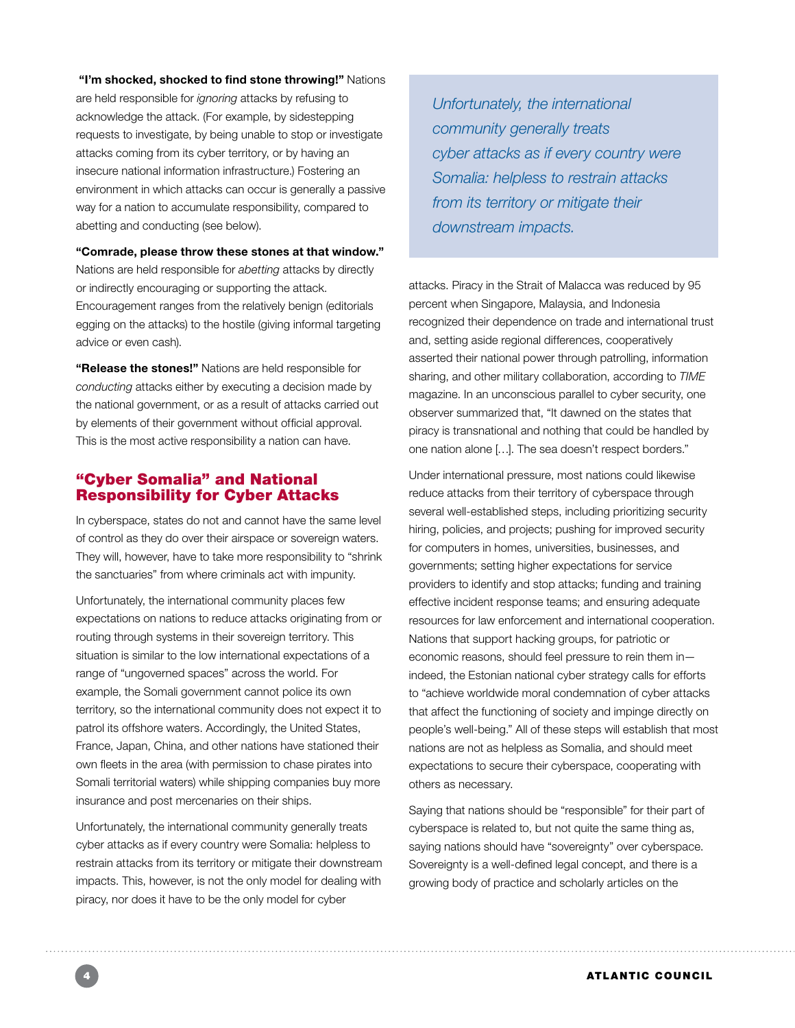**"I'm shocked, shocked to find stone throwing!"** Nations are held responsible for *ignoring* attacks by refusing to acknowledge the attack. (For example, by sidestepping requests to investigate, by being unable to stop or investigate attacks coming from its cyber territory, or by having an insecure national information infrastructure.) Fostering an environment in which attacks can occur is generally a passive way for a nation to accumulate responsibility, compared to abetting and conducting (see below).

**"Comrade, please throw these stones at that window."** Nations are held responsible for *abetting* attacks by directly or indirectly encouraging or supporting the attack. Encouragement ranges from the relatively benign (editorials egging on the attacks) to the hostile (giving informal targeting advice or even cash).

**"Release the stones!"** Nations are held responsible for *conducting* attacks either by executing a decision made by the national government, or as a result of attacks carried out by elements of their government without official approval. This is the most active responsibility a nation can have.

## "Cyber Somalia" and National Responsibility for Cyber Attacks

In cyberspace, states do not and cannot have the same level of control as they do over their airspace or sovereign waters. They will, however, have to take more responsibility to "shrink the sanctuaries" from where criminals act with impunity.

Unfortunately, the international community places few expectations on nations to reduce attacks originating from or routing through systems in their sovereign territory. This situation is similar to the low international expectations of a range of "ungoverned spaces" across the world. For example, the Somali government cannot police its own territory, so the international community does not expect it to patrol its offshore waters. Accordingly, the United States, France, Japan, China, and other nations have stationed their own fleets in the area (with permission to chase pirates into Somali territorial waters) while shipping companies buy more insurance and post mercenaries on their ships.

Unfortunately, the international community generally treats cyber attacks as if every country were Somalia: helpless to restrain attacks from its territory or mitigate their downstream impacts. This, however, is not the only model for dealing with piracy, nor does it have to be the only model for cyber attacks. Piracy in the Strait of Malacca was reduced by 95 percent when Singapore, Malaysia, and Indonesia recognized their dependence on trade and international trust and, setting aside regional differences, cooperatively asserted their national power through patrolling, information sharing, and other military collaboration, according to *TIME* magazine. In an unconscious parallel to cyber security, one observer summarized that, "It dawned on the states that piracy is transnational and nothing that could be handled by one nation alone […]. The sea doesn't respect borders."

> *Unfortunately, the international community generally treats cyber attacks as if every country were Somalia: helpless to restrain attacks from its territory or mitigate their downstream impacts.*

Under international pressure, most nations could likewise reduce attacks from their territory of cyberspace through several well-established steps, including prioritizing security hiring, policies, and projects; pushing for improved security for computers in homes, universities, businesses, and governments; setting higher expectations for service providers to identify and stop attacks; funding and training effective incident response teams; and ensuring adequate resources for law enforcement and international cooperation. Nations that support hacking groups, for patriotic or economic reasons, should feel pressure to rein them in—indeed, the Estonian national cyber strategy calls for efforts to "achieve worldwide moral condemnation of cyber attacks that affect the functioning of society and impinge directly on people's well-being." All of these steps will establish that most nations are not as helpless as Somalia, and should meet expectations to secure their cyberspace, cooperating with others as necessary.

Saying that nations should be "responsible" for their part of cyberspace is related to, but not quite the same thing as, saying nations should have "sovereignty" over cyberspace. Sovereignty is a well-defined legal concept, and there is a growing body of practice and scholarly articles on the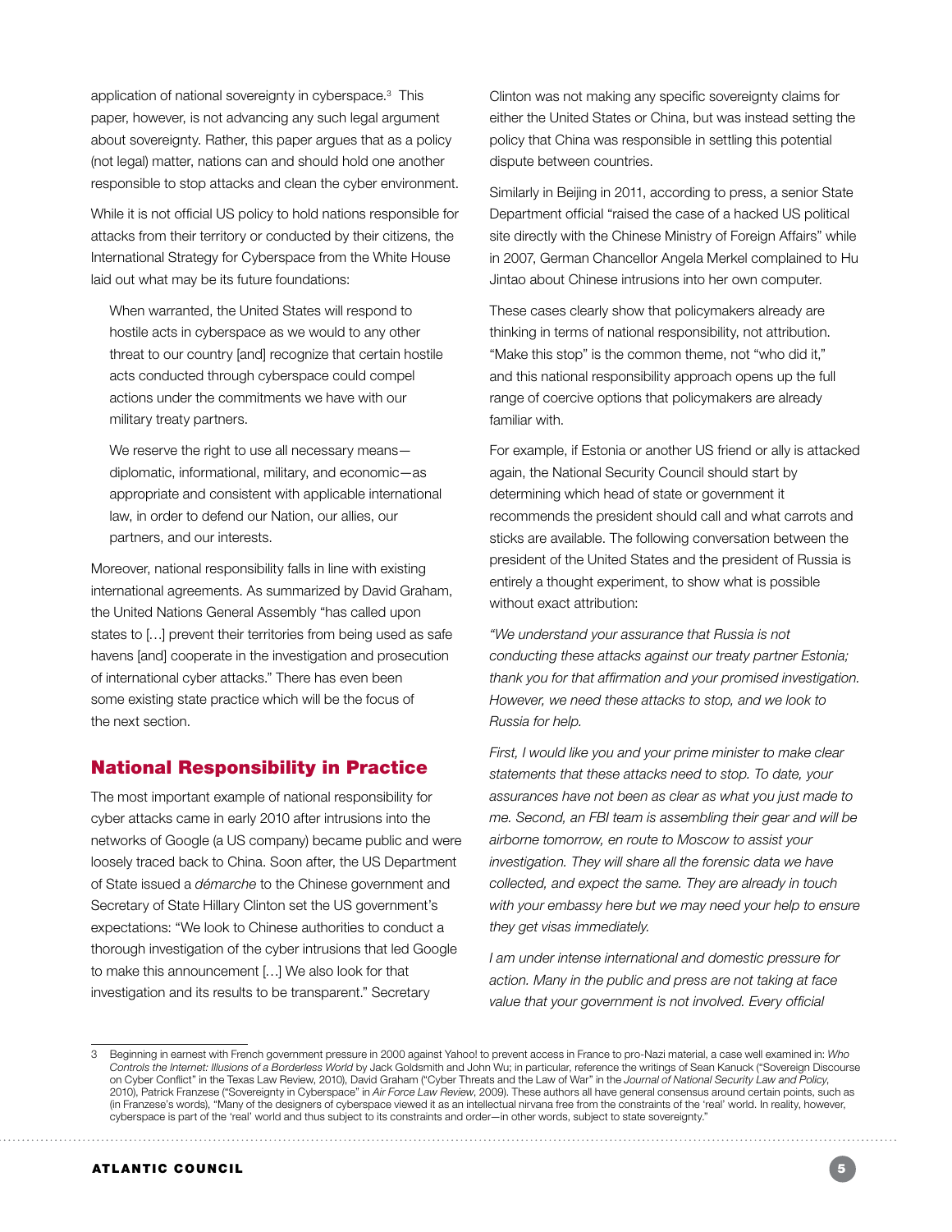application of national sovereignty in cyberspace.[3] This paper, however, is not advancing any such legal argument about sovereignty. Rather, this paper argues that as a policy (not legal) matter, nations can and should hold one another responsible to stop attacks and clean the cyber environment.

While it is not official US policy to hold nations responsible for attacks from their territory or conducted by their citizens, the International Strategy for Cyberspace from the White House laid out what may be its future foundations:

> When warranted, the United States will respond to hostile acts in cyberspace as we would to any other threat to our country [and] recognize that certain hostile acts conducted through cyberspace could compel actions under the commitments we have with our military treaty partners.
>
> We reserve the right to use all necessary means—diplomatic, informational, military, and economic—as appropriate and consistent with applicable international law, in order to defend our Nation, our allies, our partners, and our interests.

Moreover, national responsibility falls in line with existing international agreements. As summarized by David Graham, the United Nations General Assembly "has called upon states to […] prevent their territories from being used as safe havens [and] cooperate in the investigation and prosecution of international cyber attacks." There has even been some existing state practice which will be the focus of the next section.

## National Responsibility in Practice

The most important example of national responsibility for cyber attacks came in early 2010 after intrusions into the networks of Google (a US company) became public and were loosely traced back to China. Soon after, the US Department of State issued a *démarche* to the Chinese government and Secretary of State Hillary Clinton set the US government's expectations: "We look to Chinese authorities to conduct a thorough investigation of the cyber intrusions that led Google to make this announcement […] We also look for that investigation and its results to be transparent." Secretary Clinton was not making any specific sovereignty claims for either the United States or China, but was instead setting the policy that China was responsible in settling this potential dispute between countries.

Similarly in Beijing in 2011, according to press, a senior State Department official "raised the case of a hacked US political site directly with the Chinese Ministry of Foreign Affairs" while in 2007, German Chancellor Angela Merkel complained to Hu Jintao about Chinese intrusions into her own computer.

These cases clearly show that policymakers already are thinking in terms of national responsibility, not attribution. "Make this stop" is the common theme, not "who did it," and this national responsibility approach opens up the full range of coercive options that policymakers are already familiar with.

For example, if Estonia or another US friend or ally is attacked again, the National Security Council should start by determining which head of state or government it recommends the president should call and what carrots and sticks are available. The following conversation between the president of the United States and the president of Russia is entirely a thought experiment, to show what is possible without exact attribution:

*"We understand your assurance that Russia is not conducting these attacks against our treaty partner Estonia; thank you for that affirmation and your promised investigation. However, we need these attacks to stop, and we look to Russia for help.*

*First, I would like you and your prime minister to make clear statements that these attacks need to stop. To date, your assurances have not been as clear as what you just made to me. Second, an FBI team is assembling their gear and will be airborne tomorrow, en route to Moscow to assist your investigation. They will share all the forensic data we have collected, and expect the same. They are already in touch with your embassy here but we may need your help to ensure they get visas immediately.*

*I am under intense international and domestic pressure for action. Many in the public and press are not taking at face value that your government is not involved. Every official*

---

3 Beginning in earnest with French government pressure in 2000 against Yahoo! to prevent access in France to pro-Nazi material, a case well examined in: *Who Controls the Internet: Illusions of a Borderless World* by Jack Goldsmith and John Wu; in particular, reference the writings of Sean Kanuck ("Sovereign Discourse on Cyber Conflict" in the Texas Law Review, 2010), David Graham ("Cyber Threats and the Law of War" in the *Journal of National Security Law and Policy*, 2010), Patrick Franzese ("Sovereignty in Cyberspace" in *Air Force Law Review*, 2009). These authors all have general consensus around certain points, such as (in Franzese's words), "Many of the designers of cyberspace viewed it as an intellectual nirvana free from the constraints of the 'real' world. In reality, however, cyberspace is part of the 'real' world and thus subject to its constraints and order—in other words, subject to state sovereignty."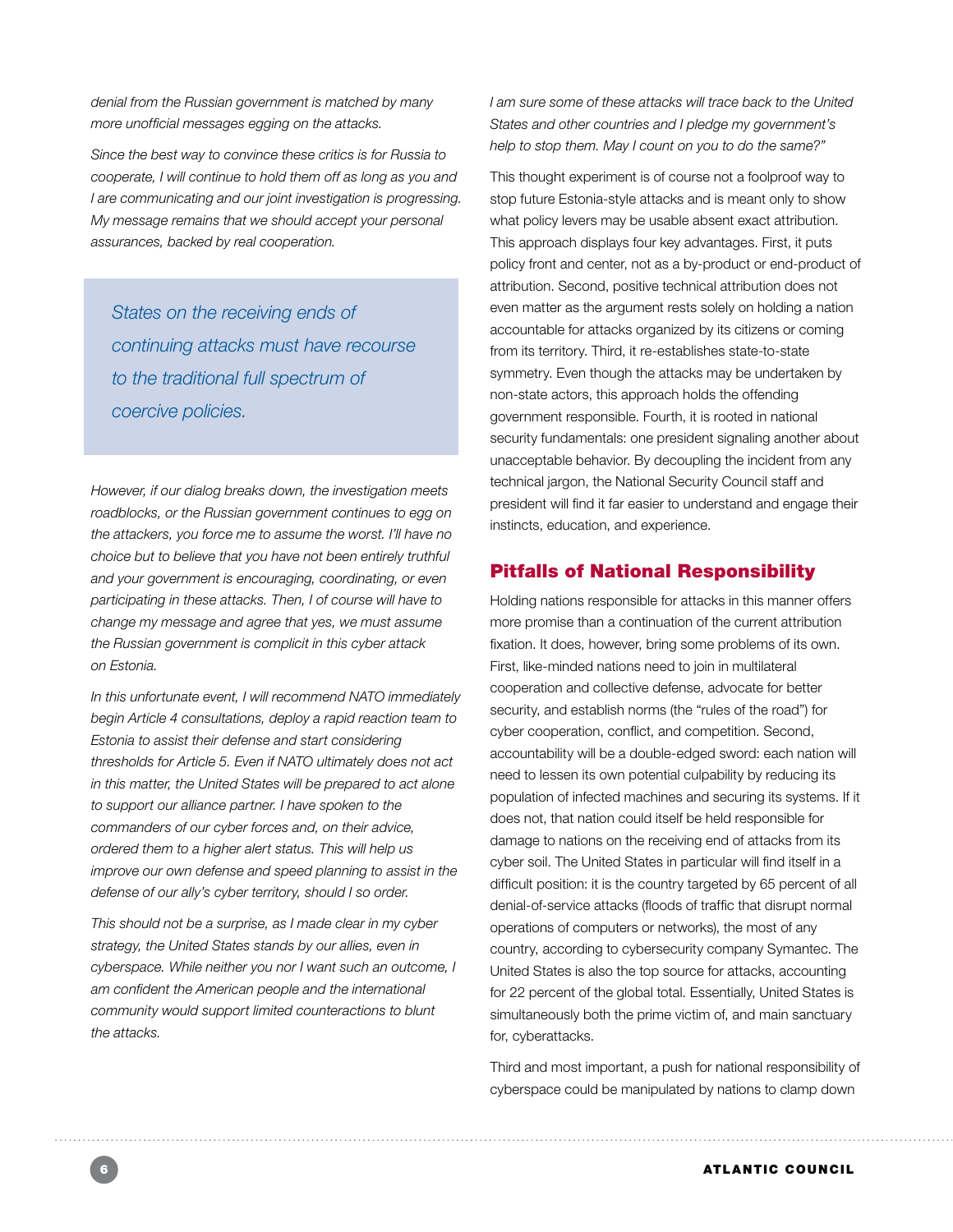*denial from the Russian government is matched by many more unofficial messages egging on the attacks.*

*Since the best way to convince these critics is for Russia to cooperate, I will continue to hold them off as long as you and I are communicating and our joint investigation is progressing. My message remains that we should accept your personal assurances, backed by real cooperation.*

> *States on the receiving ends of continuing attacks must have recourse to the traditional full spectrum of coercive policies.*

*However, if our dialog breaks down, the investigation meets roadblocks, or the Russian government continues to egg on the attackers, you force me to assume the worst. I'll have no choice but to believe that you have not been entirely truthful and your government is encouraging, coordinating, or even participating in these attacks. Then, I of course will have to change my message and agree that yes, we must assume the Russian government is complicit in this cyber attack on Estonia.*

*In this unfortunate event, I will recommend NATO immediately begin Article 4 consultations, deploy a rapid reaction team to Estonia to assist their defense and start considering thresholds for Article 5. Even if NATO ultimately does not act in this matter, the United States will be prepared to act alone to support our alliance partner. I have spoken to the commanders of our cyber forces and, on their advice, ordered them to a higher alert status. This will help us improve our own defense and speed planning to assist in the defense of our ally's cyber territory, should I so order.*

*This should not be a surprise, as I made clear in my cyber strategy, the United States stands by our allies, even in cyberspace. While neither you nor I want such an outcome, I am confident the American people and the international community would support limited counteractions to blunt the attacks.*

*I am sure some of these attacks will trace back to the United States and other countries and I pledge my government's help to stop them. May I count on you to do the same?"*

This thought experiment is of course not a foolproof way to stop future Estonia-style attacks and is meant only to show what policy levers may be usable absent exact attribution. This approach displays four key advantages. First, it puts policy front and center, not as a by-product or end-product of attribution. Second, positive technical attribution does not even matter as the argument rests solely on holding a nation accountable for attacks organized by its citizens or coming from its territory. Third, it re-establishes state-to-state symmetry. Even though the attacks may be undertaken by non-state actors, this approach holds the offending government responsible. Fourth, it is rooted in national security fundamentals: one president signaling another about unacceptable behavior. By decoupling the incident from any technical jargon, the National Security Council staff and president will find it far easier to understand and engage their instincts, education, and experience.

## Pitfalls of National Responsibility

Holding nations responsible for attacks in this manner offers more promise than a continuation of the current attribution fixation. It does, however, bring some problems of its own. First, like-minded nations need to join in multilateral cooperation and collective defense, advocate for better security, and establish norms (the "rules of the road") for cyber cooperation, conflict, and competition. Second, accountability will be a double-edged sword: each nation will need to lessen its own potential culpability by reducing its population of infected machines and securing its systems. If it does not, that nation could itself be held responsible for damage to nations on the receiving end of attacks from its cyber soil. The United States in particular will find itself in a difficult position: it is the country targeted by 65 percent of all denial-of-service attacks (floods of traffic that disrupt normal operations of computers or networks), the most of any country, according to cybersecurity company Symantec. The United States is also the top source for attacks, accounting for 22 percent of the global total. Essentially, United States is simultaneously both the prime victim of, and main sanctuary for, cyberattacks.

Third and most important, a push for national responsibility of cyberspace could be manipulated by nations to clamp down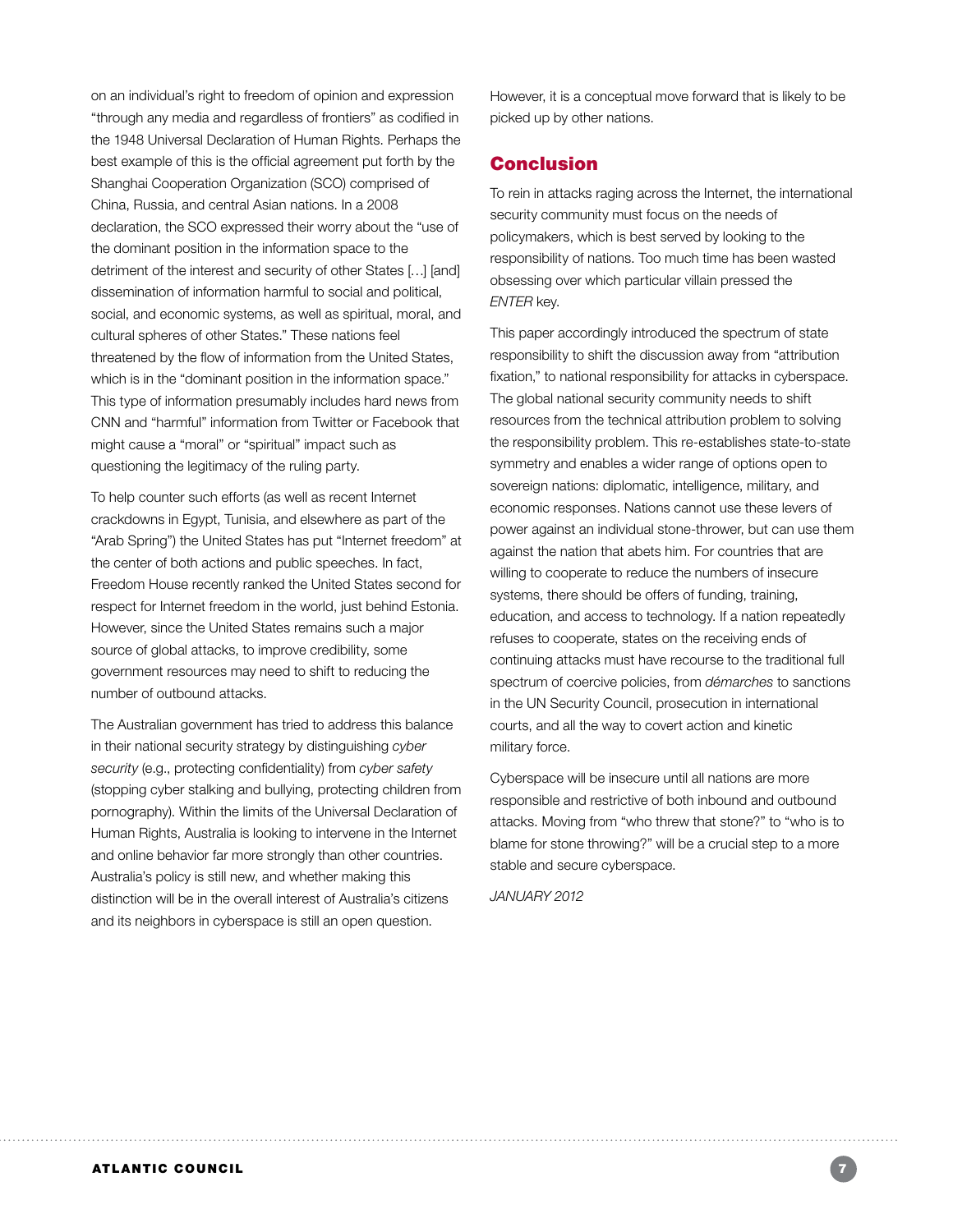on an individual's right to freedom of opinion and expression "through any media and regardless of frontiers" as codified in the 1948 Universal Declaration of Human Rights. Perhaps the best example of this is the official agreement put forth by the Shanghai Cooperation Organization (SCO) comprised of China, Russia, and central Asian nations. In a 2008 declaration, the SCO expressed their worry about the "use of the dominant position in the information space to the detriment of the interest and security of other States […] [and] dissemination of information harmful to social and political, social, and economic systems, as well as spiritual, moral, and cultural spheres of other States." These nations feel threatened by the flow of information from the United States, which is in the "dominant position in the information space." This type of information presumably includes hard news from CNN and "harmful" information from Twitter or Facebook that might cause a "moral" or "spiritual" impact such as questioning the legitimacy of the ruling party.

To help counter such efforts (as well as recent Internet crackdowns in Egypt, Tunisia, and elsewhere as part of the "Arab Spring") the United States has put "Internet freedom" at the center of both actions and public speeches. In fact, Freedom House recently ranked the United States second for respect for Internet freedom in the world, just behind Estonia. However, since the United States remains such a major source of global attacks, to improve credibility, some government resources may need to shift to reducing the number of outbound attacks.

The Australian government has tried to address this balance in their national security strategy by distinguishing *cyber security* (e.g., protecting confidentiality) from *cyber safety* (stopping cyber stalking and bullying, protecting children from pornography). Within the limits of the Universal Declaration of Human Rights, Australia is looking to intervene in the Internet and online behavior far more strongly than other countries. Australia's policy is still new, and whether making this distinction will be in the overall interest of Australia's citizens and its neighbors in cyberspace is still an open question. However, it is a conceptual move forward that is likely to be picked up by other nations.

## Conclusion

To rein in attacks raging across the Internet, the international security community must focus on the needs of policymakers, which is best served by looking to the responsibility of nations. Too much time has been wasted obsessing over which particular villain pressed the *ENTER* key.

This paper accordingly introduced the spectrum of state responsibility to shift the discussion away from "attribution fixation," to national responsibility for attacks in cyberspace. The global national security community needs to shift resources from the technical attribution problem to solving the responsibility problem. This re-establishes state-to-state symmetry and enables a wider range of options open to sovereign nations: diplomatic, intelligence, military, and economic responses. Nations cannot use these levers of power against an individual stone-thrower, but can use them against the nation that abets him. For countries that are willing to cooperate to reduce the numbers of insecure systems, there should be offers of funding, training, education, and access to technology. If a nation repeatedly refuses to cooperate, states on the receiving ends of continuing attacks must have recourse to the traditional full spectrum of coercive policies, from *démarches* to sanctions in the UN Security Council, prosecution in international courts, and all the way to covert action and kinetic military force.

Cyberspace will be insecure until all nations are more responsible and restrictive of both inbound and outbound attacks. Moving from "who threw that stone?" to "who is to blame for stone throwing?" will be a crucial step to a more stable and secure cyberspace.

*JANUARY 2012*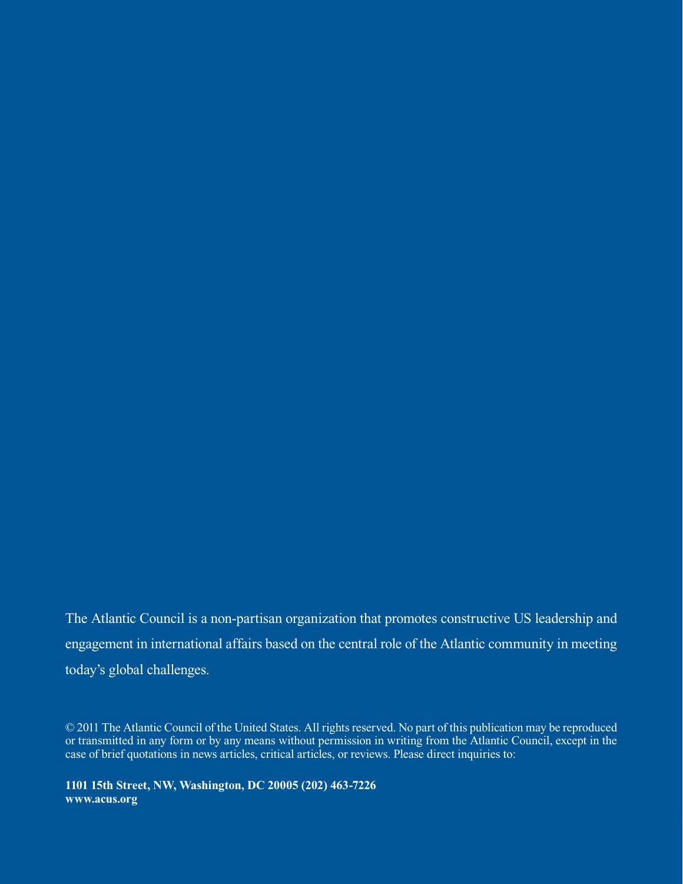The Atlantic Council is a non-partisan organization that promotes constructive US leadership and engagement in international affairs based on the central role of the Atlantic community in meeting today's global challenges.

© 2011 The Atlantic Council of the United States. All rights reserved. No part of this publication may be reproduced or transmitted in any form or by any means without permission in writing from the Atlantic Council, except in the case of brief quotations in news articles, critical articles, or reviews. Please direct inquiries to:

**1101 15th Street, NW, Washington, DC 20005 (202) 463-7226**
**www.acus.org**